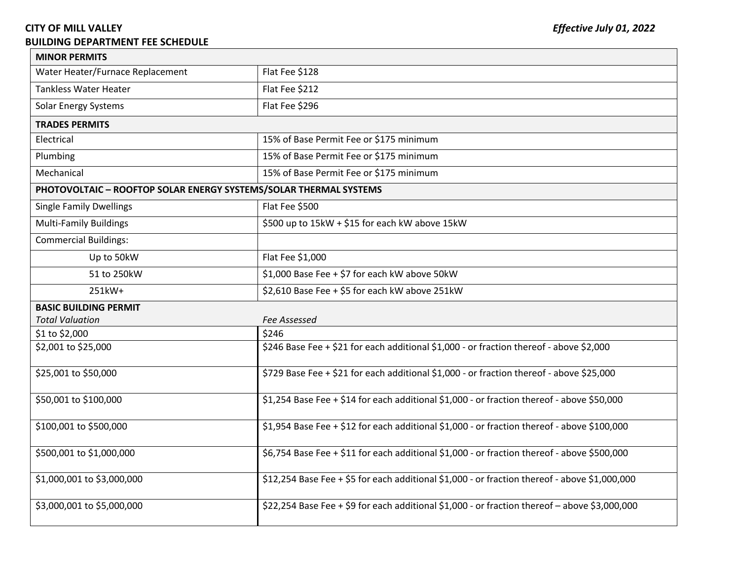**CITY OF MILL VALLEY**
**BUILDING DEPARTMENT FEE SCHEDULE**

*Effective July 01, 2022*

| | |
|---|---|
| **MINOR PERMITS** | |
| Water Heater/Furnace Replacement | Flat Fee $128 |
| Tankless Water Heater | Flat Fee $212 |
| Solar Energy Systems | Flat Fee $296 |
| **TRADES PERMITS** | |
| Electrical | 15% of Base Permit Fee or $175 minimum |
| Plumbing | 15% of Base Permit Fee or $175 minimum |
| Mechanical | 15% of Base Permit Fee or $175 minimum |
| **PHOTOVOLTAIC – ROOFTOP SOLAR ENERGY SYSTEMS/SOLAR THERMAL SYSTEMS** | |
| Single Family Dwellings | Flat Fee $500 |
| Multi-Family Buildings | $500 up to 15kW + $15 for each kW above 15kW |
| Commercial Buildings: | |
| Up to 50kW | Flat Fee $1,000 |
| 51 to 250kW | $1,000 Base Fee + $7 for each kW above 50kW |
| 251kW+ | $2,610 Base Fee + $5 for each kW above 251kW |
| **BASIC BUILDING PERMIT** | |
| *Total Valuation* | *Fee Assessed* |
| $1 to $2,000 | $246 |
| $2,001 to $25,000 | $246 Base Fee + $21 for each additional $1,000 - or fraction thereof - above $2,000 |
| $25,001 to $50,000 | $729 Base Fee + $21 for each additional $1,000 - or fraction thereof - above $25,000 |
| $50,001 to $100,000 | $1,254 Base Fee + $14 for each additional $1,000 - or fraction thereof - above $50,000 |
| $100,001 to $500,000 | $1,954 Base Fee + $12 for each additional $1,000 - or fraction thereof - above $100,000 |
| $500,001 to $1,000,000 | $6,754 Base Fee + $11 for each additional $1,000 - or fraction thereof - above $500,000 |
| $1,000,001 to $3,000,000 | $12,254 Base Fee + $5 for each additional $1,000 - or fraction thereof - above $1,000,000 |
| $3,000,001 to $5,000,000 | $22,254 Base Fee + $9 for each additional $1,000 - or fraction thereof – above $3,000,000 |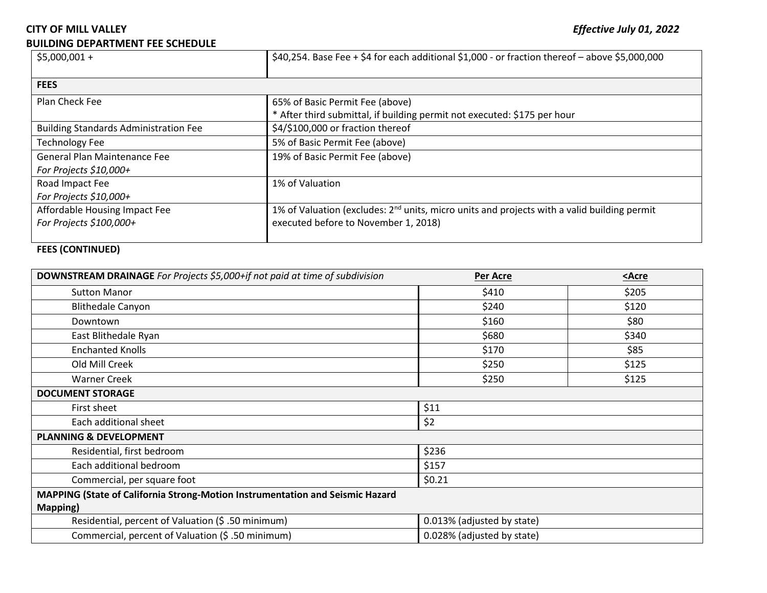**CITY OF MILL VALLEY**
**BUILDING DEPARTMENT FEE SCHEDULE**

*Effective July 01, 2022*

| | |
|---|---|
| $5,000,001 + | $40,254. Base Fee + $4 for each additional $1,000 - or fraction thereof – above $5,000,000 |
| **FEES** | |
| Plan Check Fee | 65% of Basic Permit Fee (above)<br>* After third submittal, if building permit not executed: $175 per hour |
| Building Standards Administration Fee | $4/$100,000 or fraction thereof |
| Technology Fee | 5% of Basic Permit Fee (above) |
| General Plan Maintenance Fee<br>*For Projects $10,000+* | 19% of Basic Permit Fee (above) |
| Road Impact Fee<br>*For Projects $10,000+* | 1% of Valuation |
| Affordable Housing Impact Fee<br>*For Projects $100,000+* | 1% of Valuation (excludes: 2nd units, micro units and projects with a valid building permit executed before to November 1, 2018) |

**FEES (CONTINUED)**

| **DOWNSTREAM DRAINAGE** *For Projects $5,000+if not paid at time of subdivision* | **Per Acre** | **<Acre** |
|---|---|---|
| Sutton Manor | $410 | $205 |
| Blithedale Canyon | $240 | $120 |
| Downtown | $160 | $80 |
| East Blithedale Ryan | $680 | $340 |
| Enchanted Knolls | $170 | $85 |
| Old Mill Creek | $250 | $125 |
| Warner Creek | $250 | $125 |
| **DOCUMENT STORAGE** | | |
| First sheet | $11 | |
| Each additional sheet | $2 | |
| **PLANNING & DEVELOPMENT** | | |
| Residential, first bedroom | $236 | |
| Each additional bedroom | $157 | |
| Commercial, per square foot | $0.21 | |
| **MAPPING (State of California Strong-Motion Instrumentation and Seismic Hazard Mapping)** | | |
| Residential, percent of Valuation ($ .50 minimum) | 0.013% (adjusted by state) | |
| Commercial, percent of Valuation ($ .50 minimum) | 0.028% (adjusted by state) | |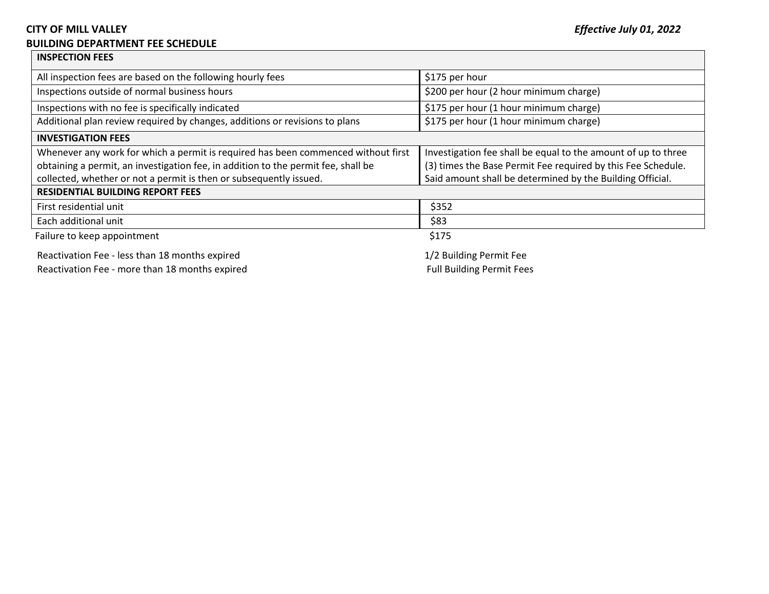**CITY OF MILL VALLEY**

**BUILDING DEPARTMENT FEE SCHEDULE**

***Effective July 01, 2022***

| | |
|---|---|
| **INSPECTION FEES** | |
| All inspection fees are based on the following hourly fees | $175 per hour |
| Inspections outside of normal business hours | $200 per hour (2 hour minimum charge) |
| Inspections with no fee is specifically indicated | $175 per hour (1 hour minimum charge) |
| Additional plan review required by changes, additions or revisions to plans | $175 per hour (1 hour minimum charge) |
| **INVESTIGATION FEES** | |
| Whenever any work for which a permit is required has been commenced without first obtaining a permit, an investigation fee, in addition to the permit fee, shall be collected, whether or not a permit is then or subsequently issued. | Investigation fee shall be equal to the amount of up to three (3) times the Base Permit Fee required by this Fee Schedule. Said amount shall be determined by the Building Official. |
| **RESIDENTIAL BUILDING REPORT FEES** | |
| First residential unit | $352 |
| Each additional unit | $83 |
| Failure to keep appointment | $175 |
| Reactivation Fee - less than 18 months expired | 1/2 Building Permit Fee |
| Reactivation Fee - more than 18 months expired | Full Building Permit Fees |